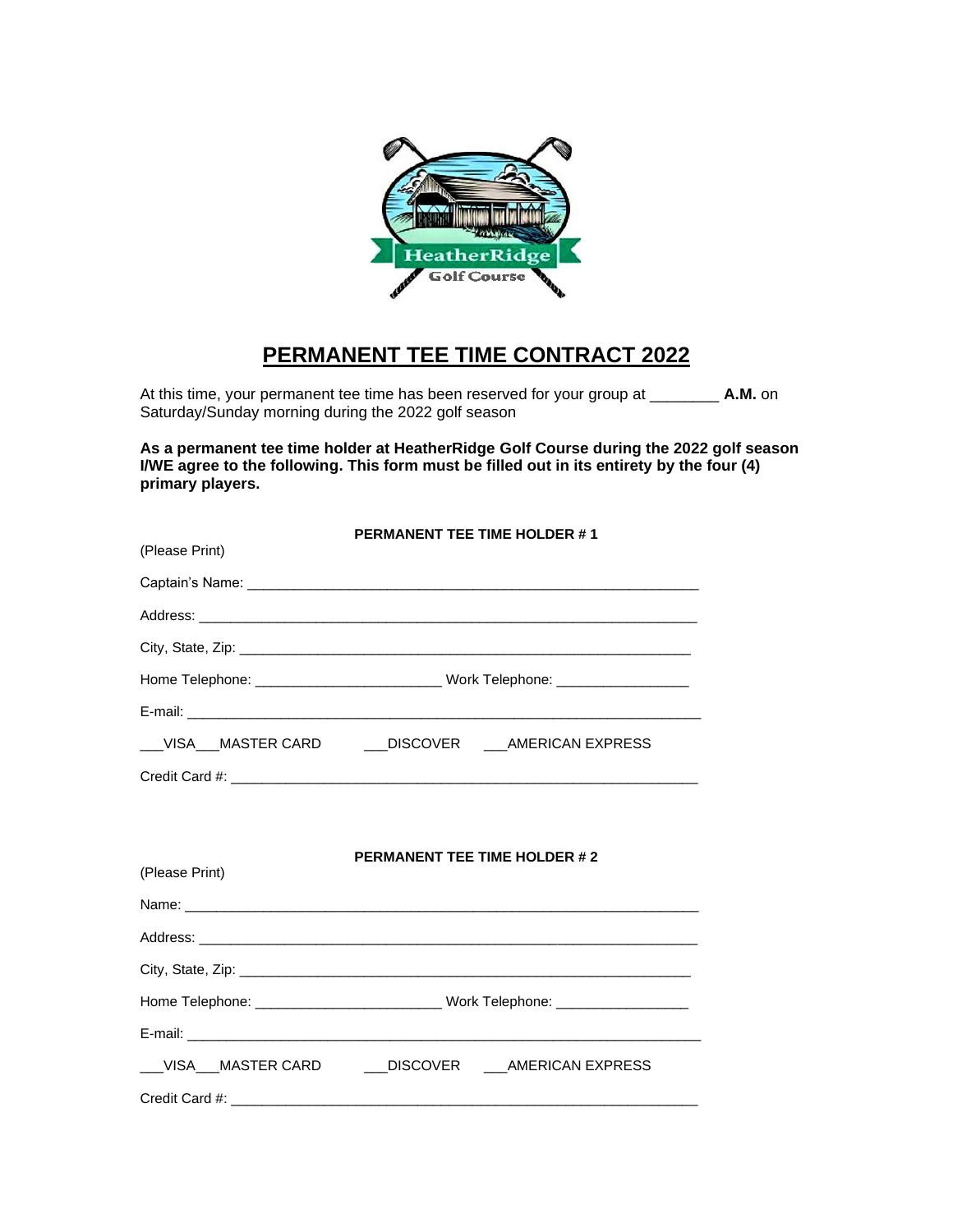# PERMANENT TEE TIME CONTRACT 2022

At this time, your permanent tee time has been reserved for your group at ________ **A.M.** on Saturday/Sunday morning during the 2022 golf season

**As a permanent tee time holder at HeatherRidge Golf Course during the 2022 golf season I/WE agree to the following. This form must be filled out in its entirety by the four (4) primary players.**

**PERMANENT TEE TIME HOLDER # 1**

(Please Print)

Captain's Name: ____________________________________________________________

Address: ________________________________________________________________

City, State, Zip: ____________________________________________________________

Home Telephone: ________________________ Work Telephone: _________________

E-mail: __________________________________________________________________

___VISA___MASTER CARD ___DISCOVER ___AMERICAN EXPRESS

Credit Card #: ______________________________________________________________

**PERMANENT TEE TIME HOLDER # 2**

(Please Print)

Name: ____________________________________________________________________

Address: ________________________________________________________________

City, State, Zip: ____________________________________________________________

Home Telephone: ________________________ Work Telephone: _________________

E-mail: __________________________________________________________________

___VISA___MASTER CARD ___DISCOVER ___AMERICAN EXPRESS

Credit Card #: ______________________________________________________________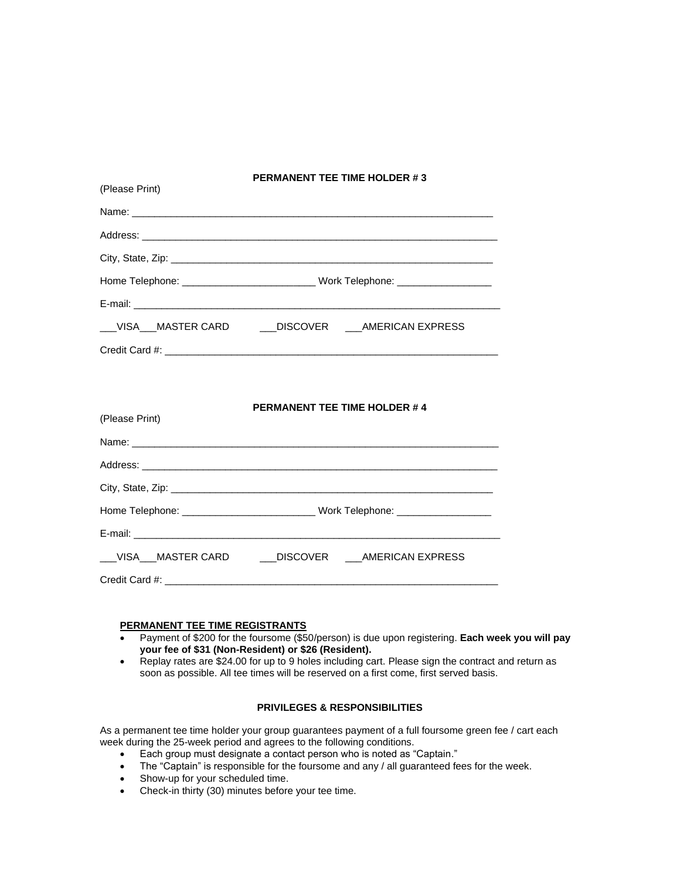**PERMANENT TEE TIME HOLDER # 3**

(Please Print)

Name: ___________________________________________________________________

Address: _________________________________________________________________

City, State, Zip: ____________________________________________________________

Home Telephone: _______________________ Work Telephone: ________________

E-mail: ___________________________________________________________________

___VISA___MASTER CARD ___DISCOVER ___AMERICAN EXPRESS

Credit Card #: _____________________________________________________________

**PERMANENT TEE TIME HOLDER # 4**

(Please Print)

Name: ___________________________________________________________________

Address: _________________________________________________________________

City, State, Zip: ____________________________________________________________

Home Telephone: _______________________ Work Telephone: ________________

E-mail: ___________________________________________________________________

___VISA___MASTER CARD ___DISCOVER ___AMERICAN EXPRESS

Credit Card #: _____________________________________________________________

**PERMANENT TEE TIME REGISTRANTS**

- Payment of $200 for the foursome ($50/person) is due upon registering. **Each week you will pay your fee of $31 (Non-Resident) or $26 (Resident).**
- Replay rates are $24.00 for up to 9 holes including cart. Please sign the contract and return as soon as possible. All tee times will be reserved on a first come, first served basis.

**PRIVILEGES & RESPONSIBILITIES**

As a permanent tee time holder your group guarantees payment of a full foursome green fee / cart each week during the 25-week period and agrees to the following conditions.

- Each group must designate a contact person who is noted as "Captain."
- The "Captain" is responsible for the foursome and any / all guaranteed fees for the week.
- Show-up for your scheduled time.
- Check-in thirty (30) minutes before your tee time.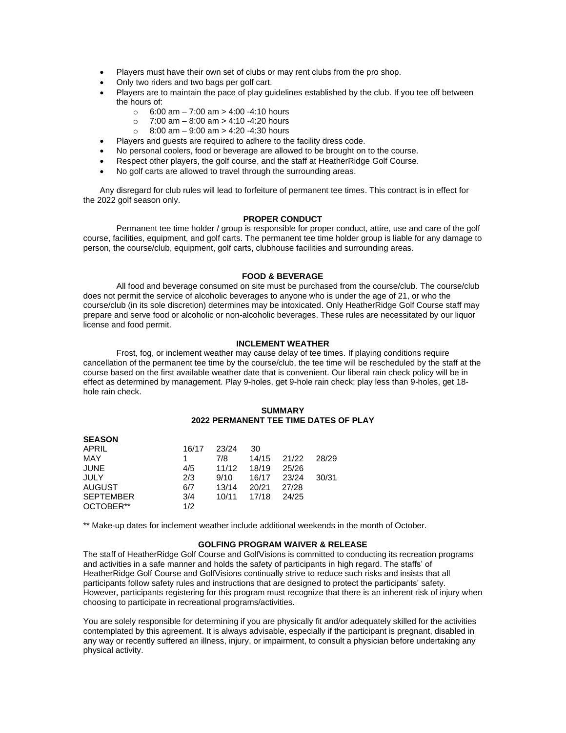- Players must have their own set of clubs or may rent clubs from the pro shop.
- Only two riders and two bags per golf cart.
- Players are to maintain the pace of play guidelines established by the club. If you tee off between the hours of:
  - 6:00 am – 7:00 am > 4:00 -4:10 hours
  - 7:00 am – 8:00 am > 4:10 -4:20 hours
  - 8:00 am – 9:00 am > 4:20 -4:30 hours
- Players and guests are required to adhere to the facility dress code.
- No personal coolers, food or beverage are allowed to be brought on to the course.
- Respect other players, the golf course, and the staff at HeatherRidge Golf Course.
- No golf carts are allowed to travel through the surrounding areas.

Any disregard for club rules will lead to forfeiture of permanent tee times. This contract is in effect for the 2022 golf season only.

**PROPER CONDUCT**

Permanent tee time holder / group is responsible for proper conduct, attire, use and care of the golf course, facilities, equipment, and golf carts. The permanent tee time holder group is liable for any damage to person, the course/club, equipment, golf carts, clubhouse facilities and surrounding areas.

**FOOD & BEVERAGE**

All food and beverage consumed on site must be purchased from the course/club. The course/club does not permit the service of alcoholic beverages to anyone who is under the age of 21, or who the course/club (in its sole discretion) determines may be intoxicated. Only HeatherRidge Golf Course staff may prepare and serve food or alcoholic or non-alcoholic beverages. These rules are necessitated by our liquor license and food permit.

**INCLEMENT WEATHER**

Frost, fog, or inclement weather may cause delay of tee times. If playing conditions require cancellation of the permanent tee time by the course/club, the tee time will be rescheduled by the staff at the course based on the first available weather date that is convenient. Our liberal rain check policy will be in effect as determined by management. Play 9-holes, get 9-hole rain check; play less than 9-holes, get 18-hole rain check.

**SUMMARY**
**2022 PERMANENT TEE TIME DATES OF PLAY**

| **SEASON** | | | | | |
|---|---|---|---|---|---|
| APRIL | 16/17 | 23/24 | 30 | | |
| MAY | 1 | 7/8 | 14/15 | 21/22 | 28/29 |
| JUNE | 4/5 | 11/12 | 18/19 | 25/26 | |
| JULY | 2/3 | 9/10 | 16/17 | 23/24 | 30/31 |
| AUGUST | 6/7 | 13/14 | 20/21 | 27/28 | |
| SEPTEMBER | 3/4 | 10/11 | 17/18 | 24/25 | |
| OCTOBER** | 1/2 | | | | |

** Make-up dates for inclement weather include additional weekends in the month of October.

**GOLFING PROGRAM WAIVER & RELEASE**

The staff of HeatherRidge Golf Course and GolfVisions is committed to conducting its recreation programs and activities in a safe manner and holds the safety of participants in high regard. The staffs' of HeatherRidge Golf Course and GolfVisions continually strive to reduce such risks and insists that all participants follow safety rules and instructions that are designed to protect the participants' safety. However, participants registering for this program must recognize that there is an inherent risk of injury when choosing to participate in recreational programs/activities.

You are solely responsible for determining if you are physically fit and/or adequately skilled for the activities contemplated by this agreement. It is always advisable, especially if the participant is pregnant, disabled in any way or recently suffered an illness, injury, or impairment, to consult a physician before undertaking any physical activity.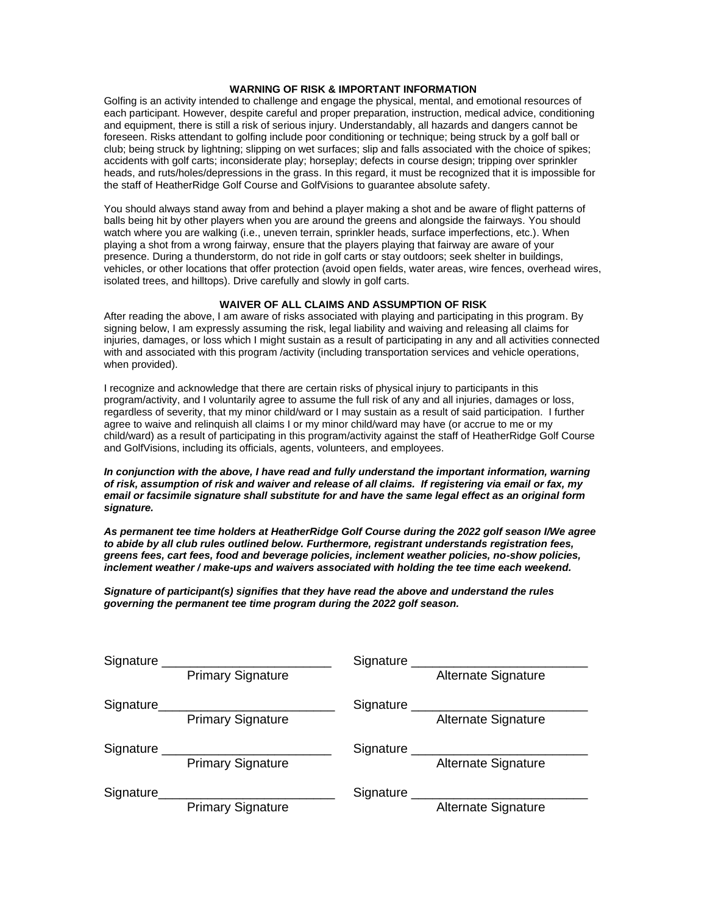## WARNING OF RISK & IMPORTANT INFORMATION

Golfing is an activity intended to challenge and engage the physical, mental, and emotional resources of each participant. However, despite careful and proper preparation, instruction, medical advice, conditioning and equipment, there is still a risk of serious injury. Understandably, all hazards and dangers cannot be foreseen. Risks attendant to golfing include poor conditioning or technique; being struck by a golf ball or club; being struck by lightning; slipping on wet surfaces; slip and falls associated with the choice of spikes; accidents with golf carts; inconsiderate play; horseplay; defects in course design; tripping over sprinkler heads, and ruts/holes/depressions in the grass. In this regard, it must be recognized that it is impossible for the staff of HeatherRidge Golf Course and GolfVisions to guarantee absolute safety.

You should always stand away from and behind a player making a shot and be aware of flight patterns of balls being hit by other players when you are around the greens and alongside the fairways. You should watch where you are walking (i.e., uneven terrain, sprinkler heads, surface imperfections, etc.). When playing a shot from a wrong fairway, ensure that the players playing that fairway are aware of your presence. During a thunderstorm, do not ride in golf carts or stay outdoors; seek shelter in buildings, vehicles, or other locations that offer protection (avoid open fields, water areas, wire fences, overhead wires, isolated trees, and hilltops). Drive carefully and slowly in golf carts.

## WAIVER OF ALL CLAIMS AND ASSUMPTION OF RISK

After reading the above, I am aware of risks associated with playing and participating in this program. By signing below, I am expressly assuming the risk, legal liability and waiving and releasing all claims for injuries, damages, or loss which I might sustain as a result of participating in any and all activities connected with and associated with this program /activity (including transportation services and vehicle operations, when provided).

I recognize and acknowledge that there are certain risks of physical injury to participants in this program/activity, and I voluntarily agree to assume the full risk of any and all injuries, damages or loss, regardless of severity, that my minor child/ward or I may sustain as a result of said participation. I further agree to waive and relinquish all claims I or my minor child/ward may have (or accrue to me or my child/ward) as a result of participating in this program/activity against the staff of HeatherRidge Golf Course and GolfVisions, including its officials, agents, volunteers, and employees.

***In conjunction with the above, I have read and fully understand the important information, warning of risk, assumption of risk and waiver and release of all claims. If registering via email or fax, my email or facsimile signature shall substitute for and have the same legal effect as an original form signature.***

***As permanent tee time holders at HeatherRidge Golf Course during the 2022 golf season I/We agree to abide by all club rules outlined below. Furthermore, registrant understands registration fees, greens fees, cart fees, food and beverage policies, inclement weather policies, no-show policies, inclement weather / make-ups and waivers associated with holding the tee time each weekend.***

***Signature of participant(s) signifies that they have read the above and understand the rules governing the permanent tee time program during the 2022 golf season.***

Signature ________________________ Signature ________________________
Primary Signature Alternate Signature

Signature________________________ Signature ________________________
Primary Signature Alternate Signature

Signature ________________________ Signature ________________________
Primary Signature Alternate Signature

Signature________________________ Signature ________________________
Primary Signature Alternate Signature